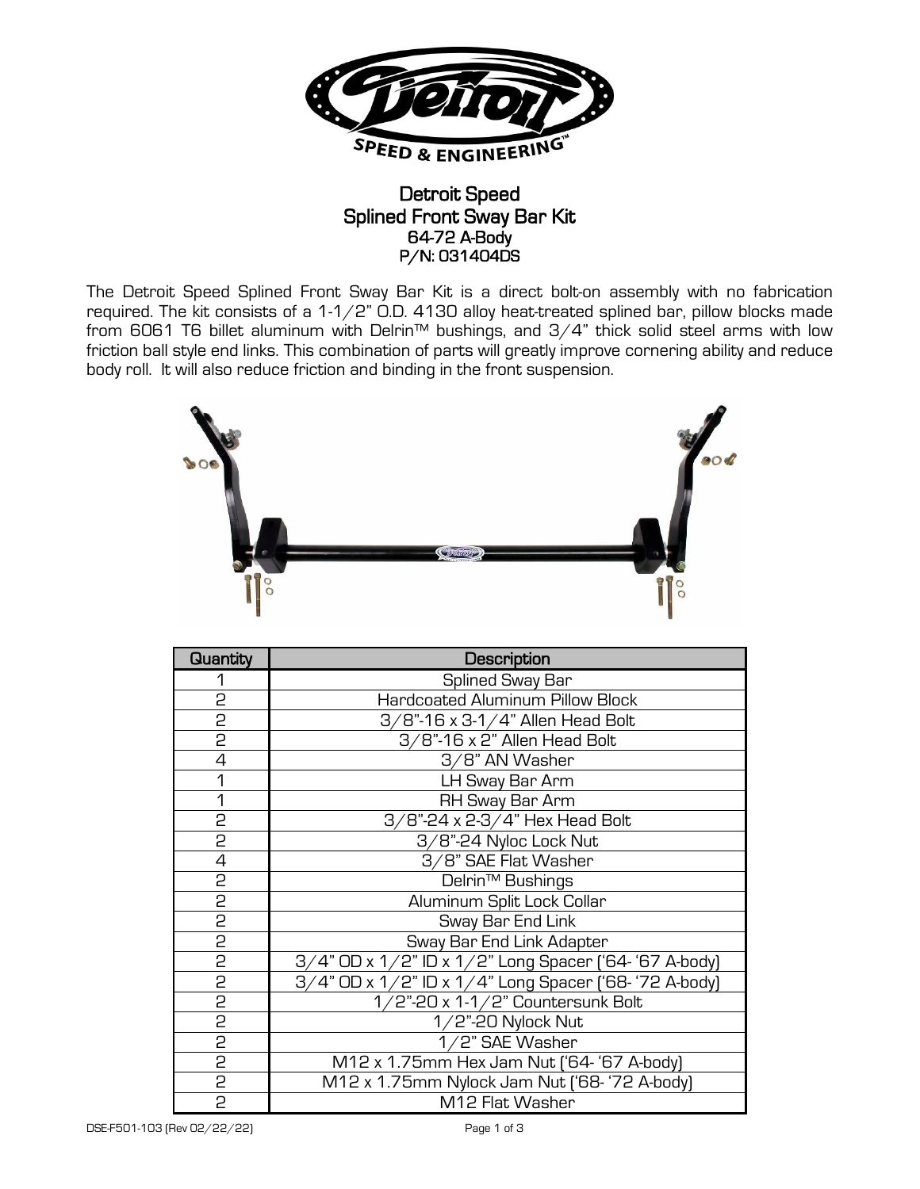# Detroit Speed
## Splined Front Sway Bar Kit
### 64-72 A-Body
### P/N: 031404DS

The Detroit Speed Splined Front Sway Bar Kit is a direct bolt-on assembly with no fabrication required. The kit consists of a 1-1/2" O.D. 4130 alloy heat-treated splined bar, pillow blocks made from 6061 T6 billet aluminum with Delrin™ bushings, and 3/4" thick solid steel arms with low friction ball style end links. This combination of parts will greatly improve cornering ability and reduce body roll. It will also reduce friction and binding in the front suspension.

| Quantity | Description |
|---|---|
| 1 | Splined Sway Bar |
| 2 | Hardcoated Aluminum Pillow Block |
| 2 | 3/8"-16 x 3-1/4" Allen Head Bolt |
| 2 | 3/8"-16 x 2" Allen Head Bolt |
| 4 | 3/8" AN Washer |
| 1 | LH Sway Bar Arm |
| 1 | RH Sway Bar Arm |
| 2 | 3/8"-24 x 2-3/4" Hex Head Bolt |
| 2 | 3/8"-24 Nyloc Lock Nut |
| 4 | 3/8" SAE Flat Washer |
| 2 | Delrin™ Bushings |
| 2 | Aluminum Split Lock Collar |
| 2 | Sway Bar End Link |
| 2 | Sway Bar End Link Adapter |
| 2 | 3/4" OD x 1/2" ID x 1/2" Long Spacer ('64- '67 A-body) |
| 2 | 3/4" OD x 1/2" ID x 1/4" Long Spacer ('68- '72 A-body) |
| 2 | 1/2"-20 x 1-1/2" Countersunk Bolt |
| 2 | 1/2"-20 Nylock Nut |
| 2 | 1/2" SAE Washer |
| 2 | M12 x 1.75mm Hex Jam Nut ('64- '67 A-body) |
| 2 | M12 x 1.75mm Nylock Jam Nut ('68- '72 A-body) |
| 2 | M12 Flat Washer |

DSE-F501-103 (Rev 02/22/22)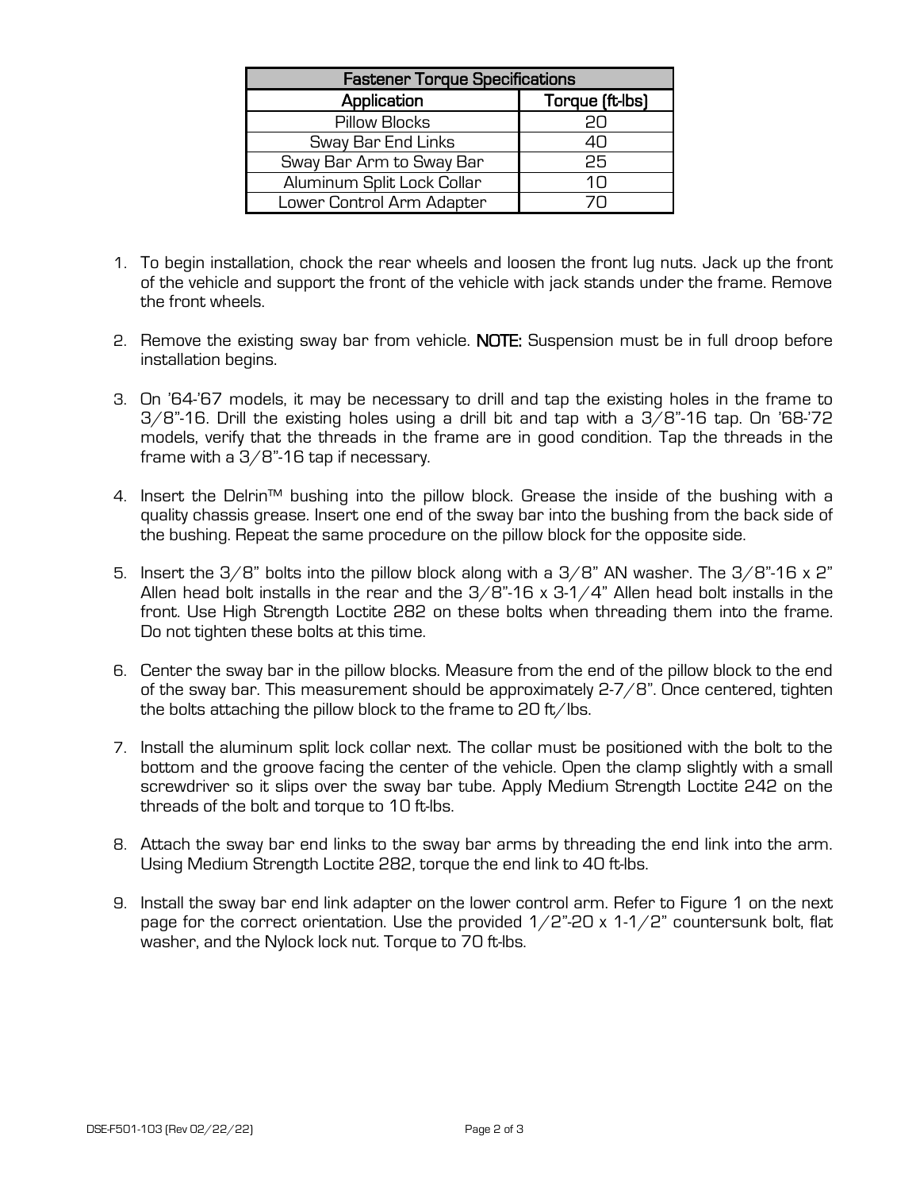| Fastener Torque Specifications | |
|---|---|
| **Application** | **Torque (ft-lbs)** |
| Pillow Blocks | 20 |
| Sway Bar End Links | 40 |
| Sway Bar Arm to Sway Bar | 25 |
| Aluminum Split Lock Collar | 10 |
| Lower Control Arm Adapter | 70 |

1. To begin installation, chock the rear wheels and loosen the front lug nuts. Jack up the front of the vehicle and support the front of the vehicle with jack stands under the frame. Remove the front wheels.

2. Remove the existing sway bar from vehicle. **NOTE:** Suspension must be in full droop before installation begins.

3. On '64-'67 models, it may be necessary to drill and tap the existing holes in the frame to 3/8"-16. Drill the existing holes using a drill bit and tap with a 3/8"-16 tap. On '68-'72 models, verify that the threads in the frame are in good condition. Tap the threads in the frame with a 3/8"-16 tap if necessary.

4. Insert the Delrin™ bushing into the pillow block. Grease the inside of the bushing with a quality chassis grease. Insert one end of the sway bar into the bushing from the back side of the bushing. Repeat the same procedure on the pillow block for the opposite side.

5. Insert the 3/8" bolts into the pillow block along with a 3/8" AN washer. The 3/8"-16 x 2" Allen head bolt installs in the rear and the 3/8"-16 x 3-1/4" Allen head bolt installs in the front. Use High Strength Loctite 282 on these bolts when threading them into the frame. Do not tighten these bolts at this time.

6. Center the sway bar in the pillow blocks. Measure from the end of the pillow block to the end of the sway bar. This measurement should be approximately 2-7/8". Once centered, tighten the bolts attaching the pillow block to the frame to 20 ft/lbs.

7. Install the aluminum split lock collar next. The collar must be positioned with the bolt to the bottom and the groove facing the center of the vehicle. Open the clamp slightly with a small screwdriver so it slips over the sway bar tube. Apply Medium Strength Loctite 242 on the threads of the bolt and torque to 10 ft-lbs.

8. Attach the sway bar end links to the sway bar arms by threading the end link into the arm. Using Medium Strength Loctite 282, torque the end link to 40 ft-lbs.

9. Install the sway bar end link adapter on the lower control arm. Refer to Figure 1 on the next page for the correct orientation. Use the provided 1/2"-20 x 1-1/2" countersunk bolt, flat washer, and the Nylock lock nut. Torque to 70 ft-lbs.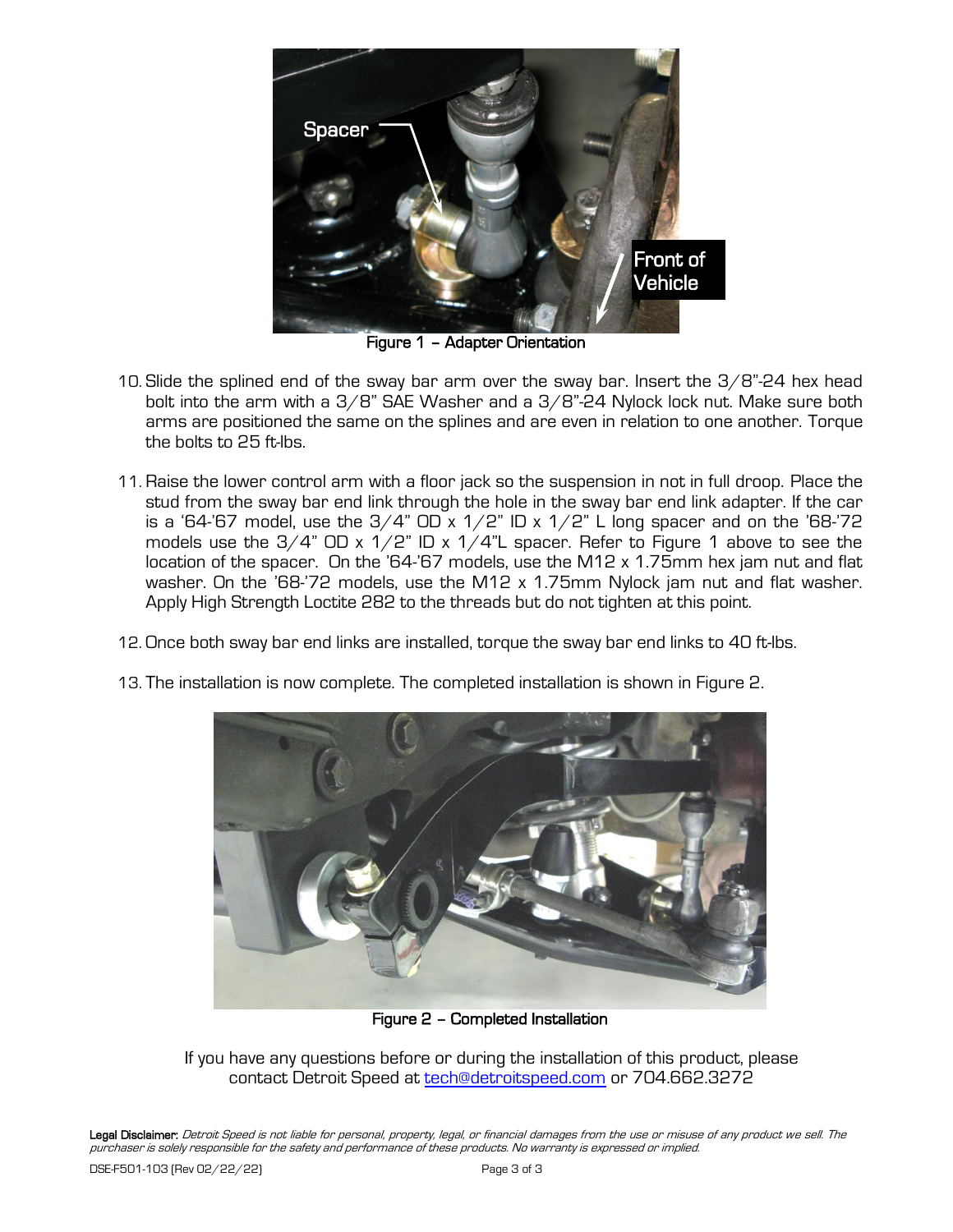Spacer

Front of Vehicle

Figure 1 – Adapter Orientation

10. Slide the splined end of the sway bar arm over the sway bar. Insert the 3/8"-24 hex head bolt into the arm with a 3/8" SAE Washer and a 3/8"-24 Nylock lock nut. Make sure both arms are positioned the same on the splines and are even in relation to one another. Torque the bolts to 25 ft-lbs.

11. Raise the lower control arm with a floor jack so the suspension in not in full droop. Place the stud from the sway bar end link through the hole in the sway bar end link adapter. If the car is a '64-'67 model, use the 3/4" OD x 1/2" ID x 1/2" L long spacer and on the '68-'72 models use the 3/4" OD x 1/2" ID x 1/4"L spacer. Refer to Figure 1 above to see the location of the spacer. On the '64-'67 models, use the M12 x 1.75mm hex jam nut and flat washer. On the '68-'72 models, use the M12 x 1.75mm Nylock jam nut and flat washer. Apply High Strength Loctite 282 to the threads but do not tighten at this point.

12. Once both sway bar end links are installed, torque the sway bar end links to 40 ft-lbs.

13. The installation is now complete. The completed installation is shown in Figure 2.

Figure 2 – Completed Installation

If you have any questions before or during the installation of this product, please contact Detroit Speed at tech@detroitspeed.com or 704.662.3272

**Legal Disclaimer:** *Detroit Speed is not liable for personal, property, legal, or financial damages from the use or misuse of any product we sell. The purchaser is solely responsible for the safety and performance of these products. No warranty is expressed or implied.*

DSE-F501-103 (Rev 02/22/22)